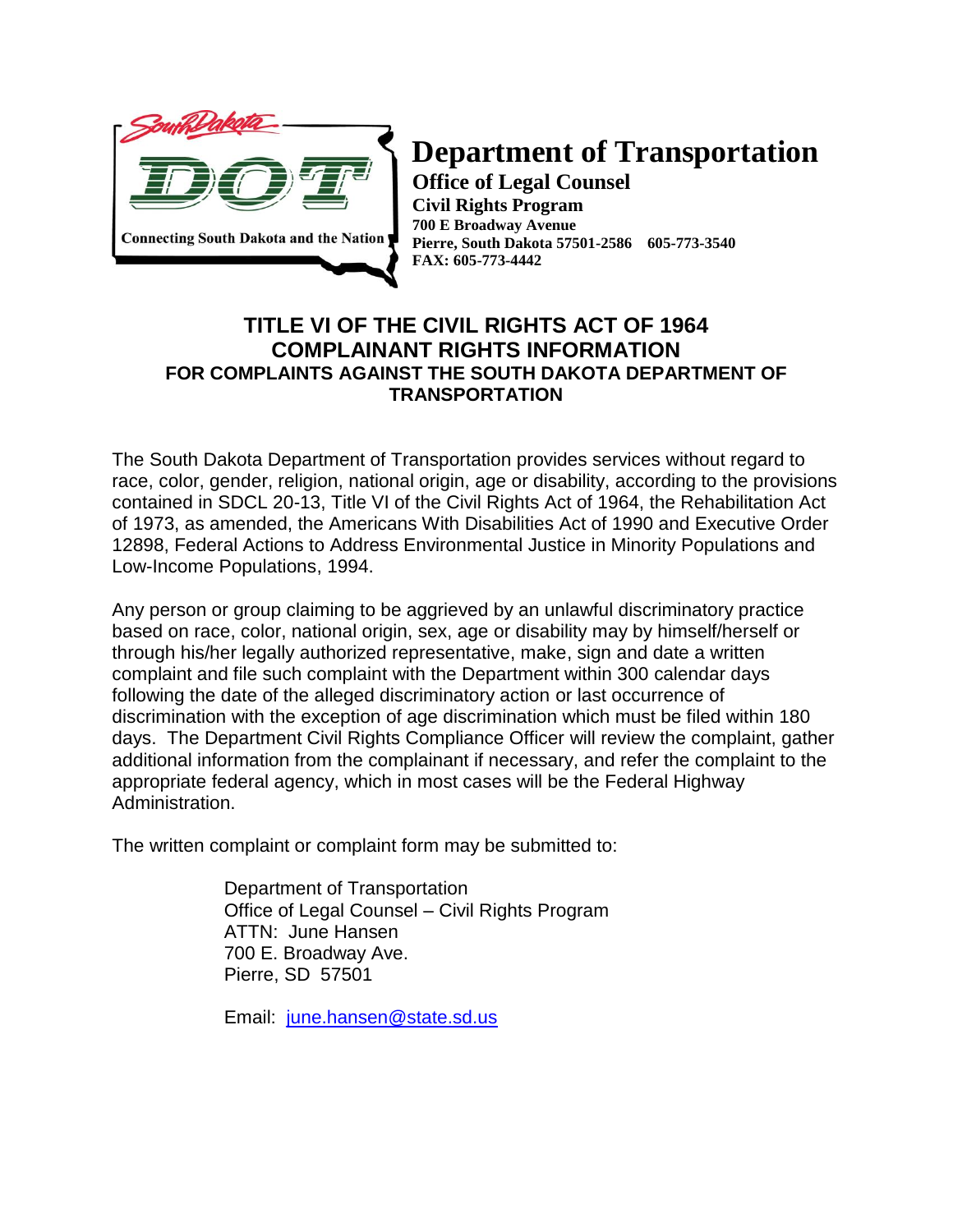South Dakota DOT

Connecting South Dakota and the Nation

# Department of Transportation

**Office of Legal Counsel**
**Civil Rights Program**
**700 E Broadway Avenue**
**Pierre, South Dakota 57501-2586 605-773-3540**
**FAX: 605-773-4442**

## TITLE VI OF THE CIVIL RIGHTS ACT OF 1964
## COMPLAINANT RIGHTS INFORMATION
### FOR COMPLAINTS AGAINST THE SOUTH DAKOTA DEPARTMENT OF TRANSPORTATION

The South Dakota Department of Transportation provides services without regard to race, color, gender, religion, national origin, age or disability, according to the provisions contained in SDCL 20-13, Title VI of the Civil Rights Act of 1964, the Rehabilitation Act of 1973, as amended, the Americans With Disabilities Act of 1990 and Executive Order 12898, Federal Actions to Address Environmental Justice in Minority Populations and Low-Income Populations, 1994.

Any person or group claiming to be aggrieved by an unlawful discriminatory practice based on race, color, national origin, sex, age or disability may by himself/herself or through his/her legally authorized representative, make, sign and date a written complaint and file such complaint with the Department within 300 calendar days following the date of the alleged discriminatory action or last occurrence of discrimination with the exception of age discrimination which must be filed within 180 days. The Department Civil Rights Compliance Officer will review the complaint, gather additional information from the complainant if necessary, and refer the complaint to the appropriate federal agency, which in most cases will be the Federal Highway Administration.

The written complaint or complaint form may be submitted to:

Department of Transportation
Office of Legal Counsel – Civil Rights Program
ATTN: June Hansen
700 E. Broadway Ave.
Pierre, SD 57501

Email: june.hansen@state.sd.us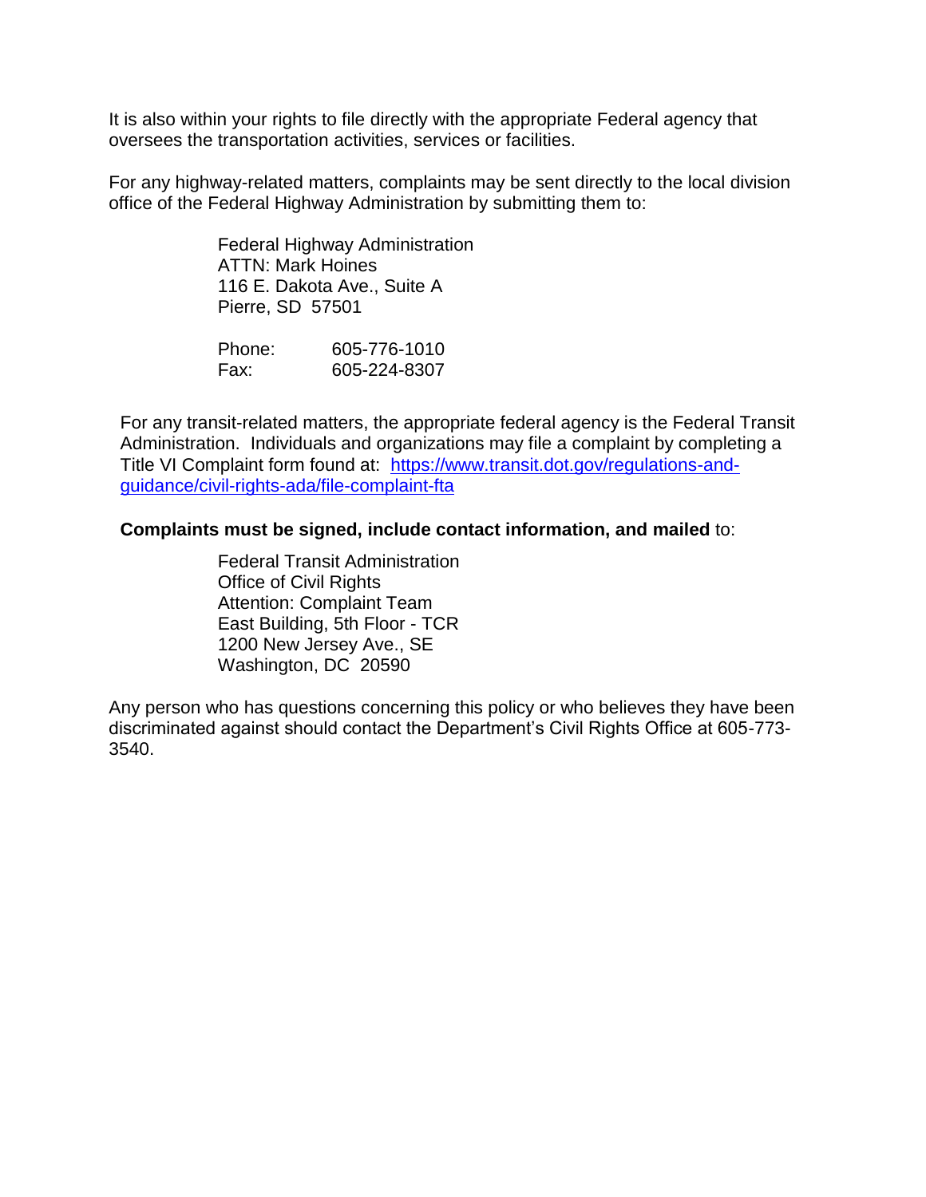It is also within your rights to file directly with the appropriate Federal agency that oversees the transportation activities, services or facilities.

For any highway-related matters, complaints may be sent directly to the local division office of the Federal Highway Administration by submitting them to:

Federal Highway Administration
ATTN: Mark Hoines
116 E. Dakota Ave., Suite A
Pierre, SD 57501

Phone: 605-776-1010
Fax: 605-224-8307

For any transit-related matters, the appropriate federal agency is the Federal Transit Administration. Individuals and organizations may file a complaint by completing a Title VI Complaint form found at: [https://www.transit.dot.gov/regulations-and-guidance/civil-rights-ada/file-complaint-fta](https://www.transit.dot.gov/regulations-and-guidance/civil-rights-ada/file-complaint-fta)

**Complaints must be signed, include contact information, and mailed** to:

Federal Transit Administration
Office of Civil Rights
Attention: Complaint Team
East Building, 5th Floor - TCR
1200 New Jersey Ave., SE
Washington, DC 20590

Any person who has questions concerning this policy or who believes they have been discriminated against should contact the Department's Civil Rights Office at 605-773-3540.